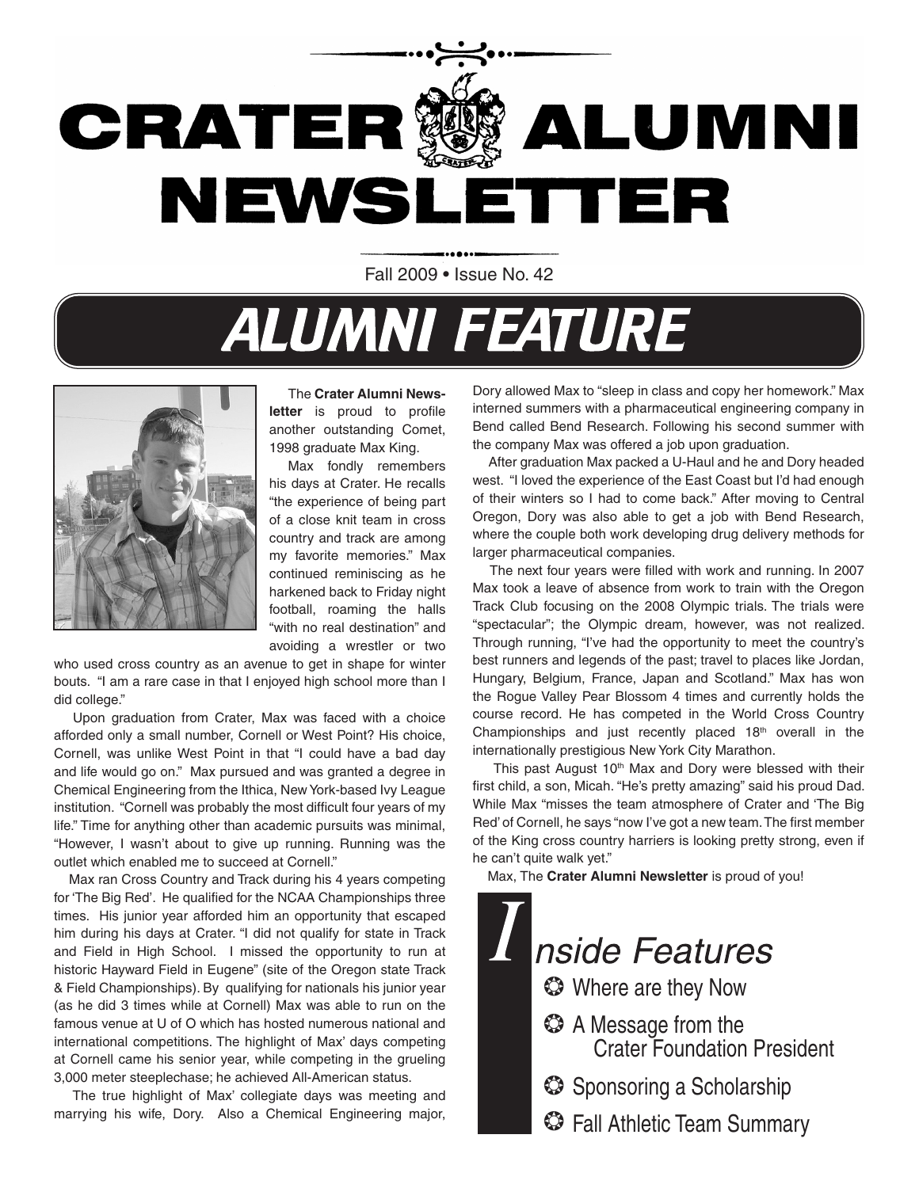# CRATER ALUMNI NEWSLETTER

Fall 2009 • Issue No. 42

## ALUMNI FEATURE

The **Crater Alumni Newsletter** is proud to profile another outstanding Comet, 1998 graduate Max King.

Max fondly remembers his days at Crater. He recalls "the experience of being part of a close knit team in cross country and track are among my favorite memories." Max continued reminiscing as he harkened back to Friday night football, roaming the halls "with no real destination" and avoiding a wrestler or two who used cross country as an avenue to get in shape for winter bouts. "I am a rare case in that I enjoyed high school more than I did college."

Upon graduation from Crater, Max was faced with a choice afforded only a small number, Cornell or West Point? His choice, Cornell, was unlike West Point in that "I could have a bad day and life would go on." Max pursued and was granted a degree in Chemical Engineering from the Ithica, New York-based Ivy League institution. "Cornell was probably the most difficult four years of my life." Time for anything other than academic pursuits was minimal, "However, I wasn't about to give up running. Running was the outlet which enabled me to succeed at Cornell."

Max ran Cross Country and Track during his 4 years competing for 'The Big Red'. He qualified for the NCAA Championships three times. His junior year afforded him an opportunity that escaped him during his days at Crater. "I did not qualify for state in Track and Field in High School. I missed the opportunity to run at historic Hayward Field in Eugene" (site of the Oregon state Track & Field Championships). By qualifying for nationals his junior year (as he did 3 times while at Cornell) Max was able to run on the famous venue at U of O which has hosted numerous national and international competitions. The highlight of Max' days competing at Cornell came his senior year, while competing in the grueling 3,000 meter steeplechase; he achieved All-American status.

The true highlight of Max' collegiate days was meeting and marrying his wife, Dory. Also a Chemical Engineering major, Dory allowed Max to "sleep in class and copy her homework." Max interned summers with a pharmaceutical engineering company in Bend called Bend Research. Following his second summer with the company Max was offered a job upon graduation.

After graduation Max packed a U-Haul and he and Dory headed west. "I loved the experience of the East Coast but I'd had enough of their winters so I had to come back." After moving to Central Oregon, Dory was also able to get a job with Bend Research, where the couple both work developing drug delivery methods for larger pharmaceutical companies.

The next four years were filled with work and running. In 2007 Max took a leave of absence from work to train with the Oregon Track Club focusing on the 2008 Olympic trials. The trials were "spectacular"; the Olympic dream, however, was not realized. Through running, "I've had the opportunity to meet the country's best runners and legends of the past; travel to places like Jordan, Hungary, Belgium, France, Japan and Scotland." Max has won the Rogue Valley Pear Blossom 4 times and currently holds the course record. He has competed in the World Cross Country Championships and just recently placed 18th overall in the internationally prestigious New York City Marathon.

This past August 10th Max and Dory were blessed with their first child, a son, Micah. "He's pretty amazing" said his proud Dad. While Max "misses the team atmosphere of Crater and 'The Big Red' of Cornell, he says "now I've got a new team. The first member of the King cross country harriers is looking pretty strong, even if he can't quite walk yet."

Max, The **Crater Alumni Newsletter** is proud of you!

## Inside Features

- Where are they Now
- A Message from the Crater Foundation President
- Sponsoring a Scholarship
- Fall Athletic Team Summary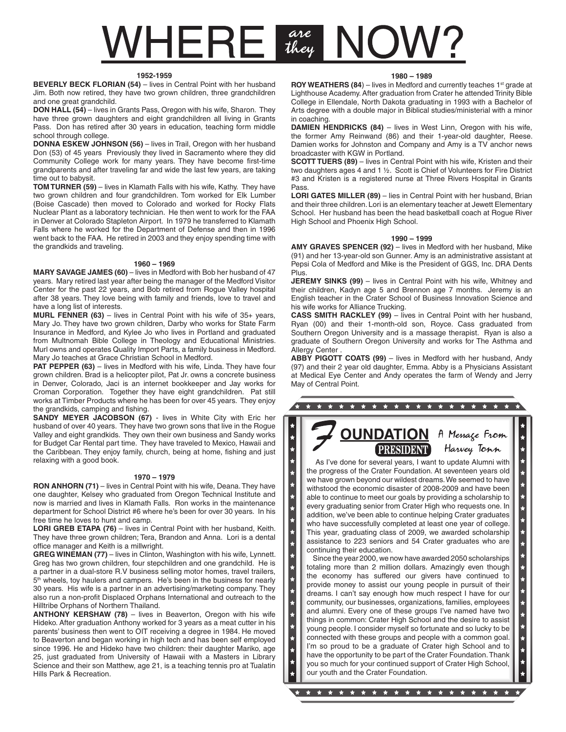# WHERE *are they* NOW?

## 1952-1959

**BEVERLY BECK FLORIAN (54)** – lives in Central Point with her husband Jim. Both now retired, they have two grown children, three grandchildren and one great grandchild.

**DON HALL (54)** – lives in Grants Pass, Oregon with his wife, Sharon. They have three grown daughters and eight grandchildren all living in Grants Pass. Don has retired after 30 years in education, teaching form middle school through college.

**DONNA ESKEW JOHNSON (56)** – lives in Trail, Oregon with her husband Don (53) of 45 years Previously they lived in Sacramento where they did Community College work for many years. They have become first-time grandparents and after traveling far and wide the last few years, are taking time out to babysit.

**TOM TURNER (59)** – lives in Klamath Falls with his wife, Kathy. They have two grown children and four grandchildren. Tom worked for Elk Lumber (Boise Cascade) then moved to Colorado and worked for Rocky Flats Nuclear Plant as a laboratory technician. He then went to work for the FAA in Denver at Colorado Stapleton Airport. In 1979 he transferred to Klamath Falls where he worked for the Department of Defense and then in 1996 went back to the FAA. He retired in 2003 and they enjoy spending time with the grandkids and traveling.

## 1960 – 1969

**MARY SAVAGE JAMES (60)** – lives in Medford with Bob her husband of 47 years. Mary retired last year after being the manager of the Medford Visitor Center for the past 22 years, and Bob retired from Rogue Valley hospital after 38 years. They love being with family and friends, love to travel and have a long list of interests.

**MURL FENNER (63)** – lives in Central Point with his wife of 35+ years, Mary Jo. They have two grown children, Darby who works for State Farm Insurance in Medford, and Kylee Jo who lives in Portland and graduated from Multnomah Bible College in Theology and Educational Ministries. Murl owns and operates Quality Import Parts, a family business in Medford. Mary Jo teaches at Grace Christian School in Medford.

**PAT PEPPER (63)** – lives in Medford with his wife, Linda. They have four grown children. Brad is a helicopter pilot, Pat Jr. owns a concrete business in Denver, Colorado, Jaci is an internet bookkeeper and Jay works for Croman Corporation. Together they have eight grandchildren. Pat still works at Timber Products where he has been for over 45 years. They enjoy the grandkids, camping and fishing.

**SANDY MEYER JACOBSON (67)** - lives in White City with Eric her husband of over 40 years. They have two grown sons that live in the Rogue Valley and eight grandkids. They own their own business and Sandy works for Budget Car Rental part time. They have traveled to Mexico, Hawaii and the Caribbean. They enjoy family, church, being at home, fishing and just relaxing with a good book.

## 1970 – 1979

**RON ANHORN (71)** – lives in Central Point with his wife, Deana. They have one daughter, Kelsey who graduated from Oregon Technical Institute and now is married and lives in Klamath Falls. Ron works in the maintenance department for School District #6 where he's been for over 30 years. In his free time he loves to hunt and camp.

**LORI GREB ETAPA (76)** – lives in Central Point with her husband, Keith. They have three grown children; Tera, Brandon and Anna. Lori is a dental office manager and Keith is a millwright.

**GREG WINEMAN (77)** – lives in Clinton, Washington with his wife, Lynnett. Greg has two grown children, four stepchildren and one grandchild. He is a partner in a dual-store R.V business selling motor homes, travel trailers, 5th wheels, toy haulers and campers. He's been in the business for nearly 30 years. His wife is a partner in an advertising/marketing company. They also run a non-profit Displaced Orphans International and outreach to the Hilltribe Orphans of Northern Thailand.

**ANTHONY KERSHAW (78)** – lives in Beaverton, Oregon with his wife Hideko. After graduation Anthony worked for 3 years as a meat cutter in his parents' business then went to OIT receiving a degree in 1984. He moved to Beaverton and began working in high tech and has been self employed since 1996. He and Hideko have two children: their daughter Mariko, age 25, just graduated from University of Hawaii with a Masters in Library Science and their son Matthew, age 21, is a teaching tennis pro at Tualatin Hills Park & Recreation.

## 1980 – 1989

**ROY WEATHERS (84)** – lives in Medford and currently teaches 1st grade at Lighthouse Academy. After graduation from Crater he attended Trinity Bible College in Ellendale, North Dakota graduating in 1993 with a Bachelor of Arts degree with a double major in Biblical studies/ministerial with a minor in coaching.

**DAMIEN HENDRICKS (84)** – lives in West Linn, Oregon with his wife, the former Amy Reinwand (86) and their 1-year-old daughter, Reese. Damien works for Johnston and Company and Amy is a TV anchor news broadcaster with KGW in Portland.

**SCOTT TUERS (89)** – lives in Central Point with his wife, Kristen and their two daughters ages 4 and 1 ½. Scott is Chief of Volunteers for Fire District #3 and Kristen is a registered nurse at Three Rivers Hospital in Grants Pass.

**LORI GATES MILLER (89)** – lies in Central Point with her husband, Brian and their three children. Lori is an elementary teacher at Jewett Elementary School. Her husband has been the head basketball coach at Rogue River High School and Phoenix High School.

## 1990 – 1999

**AMY GRAVES SPENCER (92)** – lives in Medford with her husband, Mike (91) and her 13-year-old son Gunner. Amy is an administrative assistant at Pepsi Cola of Medford and Mike is the President of GGS, Inc. DRA Dents Plus.

**JEREMY SINKS (99)** – lives in Central Point with his wife, Whitney and their children, Kadyn age 5 and Brennon age 7 months. Jeremy is an English teacher in the Crater School of Business Innovation Science and his wife works for Alliance Trucking.

**CASS SMITH RACKLEY (99)** – lives in Central Point with her husband, Ryan (00) and their 1-month-old son, Royce. Cass graduated from Southern Oregon University and is a massage therapist. Ryan is also a graduate of Southern Oregon University and works for The Asthma and Allergy Center .

**ABBY PIGOTT COATS (99)** – lives in Medford with her husband, Andy (97) and their 2 year old daughter, Emma. Abby is a Physicians Assistant at Medical Eye Center and Andy operates the farm of Wendy and Jerry May of Central Point.

## FOUNDATION PRESIDENT

*A Message From Harvey Tonn*

As I've done for several years, I want to update Alumni with the progress of the Crater Foundation. At seventeen years old we have grown beyond our wildest dreams. We seemed to have withstood the economic disaster of 2008-2009 and have been able to continue to meet our goals by providing a scholarship to every graduating senior from Crater High who requests one. In addition, we've been able to continue helping Crater graduates who have successfully completed at least one year of college. This year, graduating class of 2009, we awarded scholarship assistance to 223 seniors and 54 Crater graduates who are continuing their education.

Since the year 2000, we now have awarded 2050 scholarships totaling more than 2 million dollars. Amazingly even though the economy has suffered our givers have continued to provide money to assist our young people in pursuit of their dreams. I can't say enough how much respect I have for our community, our businesses, organizations, families, employees and alumni. Every one of these groups I've named have two things in common: Crater High School and the desire to assist young people. I consider myself so fortunate and so lucky to be connected with these groups and people with a common goal. I'm so proud to be a graduate of Crater high School and to have the opportunity to be part of the Crater Foundation. Thank you so much for your continued support of Crater High School, our youth and the Crater Foundation.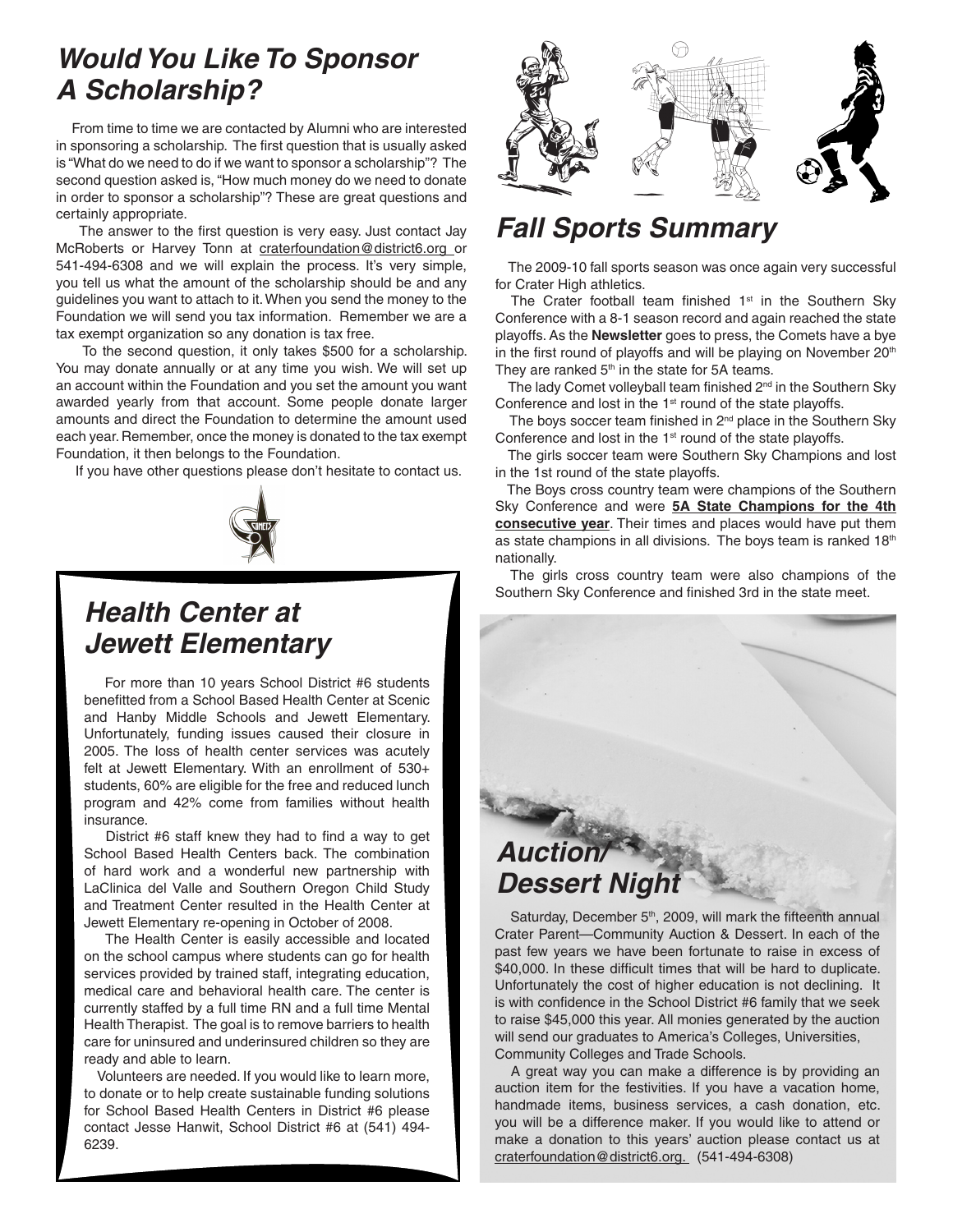## *Would You Like To Sponsor A Scholarship?*

From time to time we are contacted by Alumni who are interested in sponsoring a scholarship. The first question that is usually asked is "What do we need to do if we want to sponsor a scholarship"? The second question asked is, "How much money do we need to donate in order to sponsor a scholarship"? These are great questions and certainly appropriate.

The answer to the first question is very easy. Just contact Jay McRoberts or Harvey Tonn at craterfoundation@district6.org or 541-494-6308 and we will explain the process. It's very simple, you tell us what the amount of the scholarship should be and any guidelines you want to attach to it. When you send the money to the Foundation we will send you tax information. Remember we are a tax exempt organization so any donation is tax free.

To the second question, it only takes $500 for a scholarship. You may donate annually or at any time you wish. We will set up an account within the Foundation and you set the amount you want awarded yearly from that account. Some people donate larger amounts and direct the Foundation to determine the amount used each year. Remember, once the money is donated to the tax exempt Foundation, it then belongs to the Foundation.

If you have other questions please don't hesitate to contact us.

## *Health Center at Jewett Elementary*

For more than 10 years School District #6 students benefitted from a School Based Health Center at Scenic and Hanby Middle Schools and Jewett Elementary. Unfortunately, funding issues caused their closure in 2005. The loss of health center services was acutely felt at Jewett Elementary. With an enrollment of 530+ students, 60% are eligible for the free and reduced lunch program and 42% come from families without health insurance.

District #6 staff knew they had to find a way to get School Based Health Centers back. The combination of hard work and a wonderful new partnership with LaClinica del Valle and Southern Oregon Child Study and Treatment Center resulted in the Health Center at Jewett Elementary re-opening in October of 2008.

The Health Center is easily accessible and located on the school campus where students can go for health services provided by trained staff, integrating education, medical care and behavioral health care. The center is currently staffed by a full time RN and a full time Mental Health Therapist. The goal is to remove barriers to health care for uninsured and underinsured children so they are ready and able to learn.

Volunteers are needed. If you would like to learn more, to donate or to help create sustainable funding solutions for School Based Health Centers in District #6 please contact Jesse Hanwit, School District #6 at (541) 494-6239.

## *Fall Sports Summary*

The 2009-10 fall sports season was once again very successful for Crater High athletics.

The Crater football team finished 1st in the Southern Sky Conference with a 8-1 season record and again reached the state playoffs. As the **Newsletter** goes to press, the Comets have a bye in the first round of playoffs and will be playing on November 20th They are ranked 5th in the state for 5A teams.

The lady Comet volleyball team finished 2nd in the Southern Sky Conference and lost in the 1st round of the state playoffs.

The boys soccer team finished in 2nd place in the Southern Sky Conference and lost in the 1st round of the state playoffs.

The girls soccer team were Southern Sky Champions and lost in the 1st round of the state playoffs.

The Boys cross country team were champions of the Southern Sky Conference and were **5A State Champions for the 4th consecutive year**. Their times and places would have put them as state champions in all divisions. The boys team is ranked 18th nationally.

The girls cross country team were also champions of the Southern Sky Conference and finished 3rd in the state meet.

## *Auction/ Dessert Night*

Saturday, December 5th, 2009, will mark the fifteenth annual Crater Parent—Community Auction & Dessert. In each of the past few years we have been fortunate to raise in excess of $40,000. In these difficult times that will be hard to duplicate. Unfortunately the cost of higher education is not declining. It is with confidence in the School District #6 family that we seek to raise $45,000 this year. All monies generated by the auction will send our graduates to America's Colleges, Universities, Community Colleges and Trade Schools.

A great way you can make a difference is by providing an auction item for the festivities. If you have a vacation home, handmade items, business services, a cash donation, etc. you will be a difference maker. If you would like to attend or make a donation to this years' auction please contact us at craterfoundation@district6.org. (541-494-6308)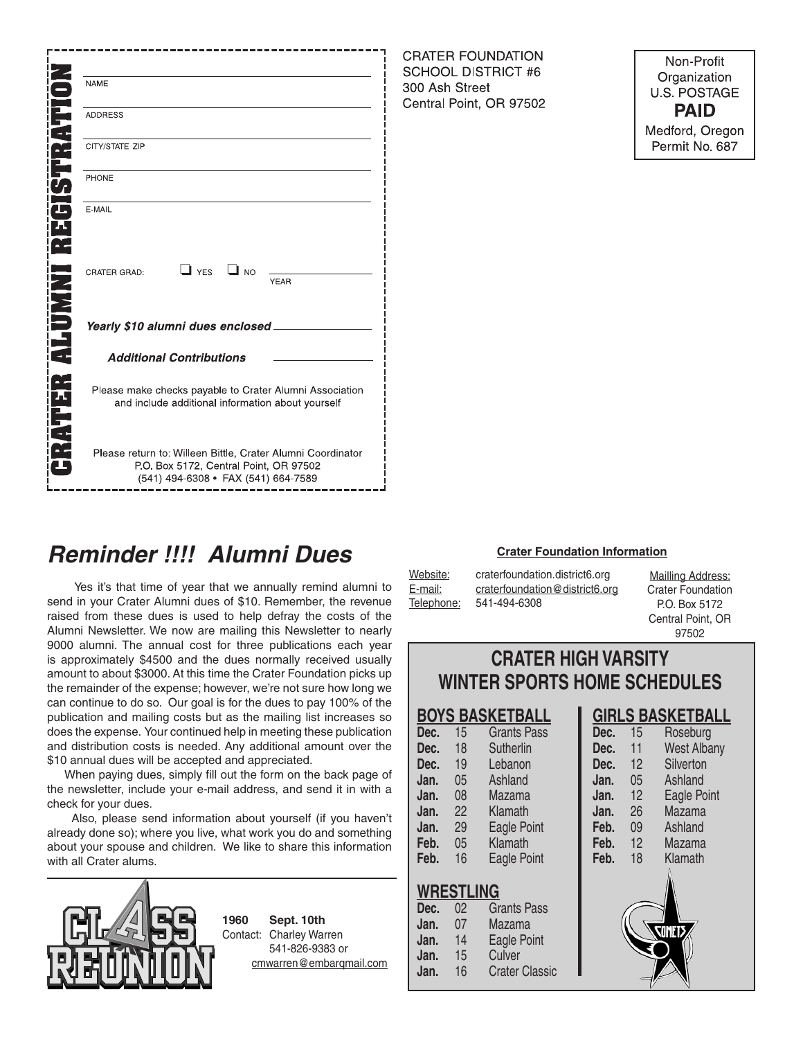## CRATER ALUMNI REGISTRATION

NAME

ADDRESS

CITY/STATE ZIP

PHONE

E-MAIL

CRATER GRAD: ❑ YES ❑ NO ______ YEAR

***Yearly $10 alumni dues enclosed*** ______

***Additional Contributions*** ______

Please make checks payable to Crater Alumni Association and include additional information about yourself

Please return to: Willeen Bittle, Crater Alumni Coordinator
P.O. Box 5172, Central Point, OR 97502
(541) 494-6308 • FAX (541) 664-7589

CRATER FOUNDATION
SCHOOL DISTRICT #6
300 Ash Street
Central Point, OR 97502

Non-Profit
Organization
U.S. POSTAGE
**PAID**
Medford, Oregon
Permit No. 687

# *Reminder !!!! Alumni Dues*

Yes it's that time of year that we annually remind alumni to send in your Crater Alumni dues of $10. Remember, the revenue raised from these dues is used to help defray the costs of the Alumni Newsletter. We now are mailing this Newsletter to nearly 9000 alumni. The annual cost for three publications each year is approximately $4500 and the dues normally received usually amount to about $3000. At this time the Crater Foundation picks up the remainder of the expense; however, we're not sure how long we can continue to do so. Our goal is for the dues to pay 100% of the publication and mailing costs but as the mailing list increases so does the expense. Your continued help in meeting these publication and distribution costs is needed. Any additional amount over the $10 annual dues will be accepted and appreciated.

When paying dues, simply fill out the form on the back page of the newsletter, include your e-mail address, and send it in with a check for your dues.

Also, please send information about yourself (if you haven't already done so); where you live, what work you do and something about your spouse and children. We like to share this information with all Crater alums.

**CLASS REUNION**

**1960 Sept. 10th**
Contact: Charley Warren
541-826-9383 or
cmwarren@embarqmail.com

**Crater Foundation Information**

Website: craterfoundation.district6.org
E-mail: craterfoundation@district6.org
Telephone: 541-494-6308

Mailling Address:
Crater Foundation
P.O. Box 5172
Central Point, OR
97502

## CRATER HIGH VARSITY WINTER SPORTS HOME SCHEDULES

### BOYS BASKETBALL

| | | |
|---|---|---|
| **Dec.** | 15 | Grants Pass |
| **Dec.** | 18 | Sutherlin |
| **Dec.** | 19 | Lebanon |
| **Jan.** | 05 | Ashland |
| **Jan.** | 08 | Mazama |
| **Jan.** | 22 | Klamath |
| **Jan.** | 29 | Eagle Point |
| **Feb.** | 05 | Klamath |
| **Feb.** | 16 | Eagle Point |

### WRESTLING

| | | |
|---|---|---|
| **Dec.** | 02 | Grants Pass |
| **Jan.** | 07 | Mazama |
| **Jan.** | 14 | Eagle Point |
| **Jan.** | 15 | Culver |
| **Jan.** | 16 | Crater Classic |

### GIRLS BASKETBALL

| | | |
|---|---|---|
| **Dec.** | 15 | Roseburg |
| **Dec.** | 11 | West Albany |
| **Dec.** | 12 | Silverton |
| **Jan.** | 05 | Ashland |
| **Jan.** | 12 | Eagle Point |
| **Jan.** | 26 | Mazama |
| **Feb.** | 09 | Ashland |
| **Feb.** | 12 | Mazama |
| **Feb.** | 18 | Klamath |

COMETS